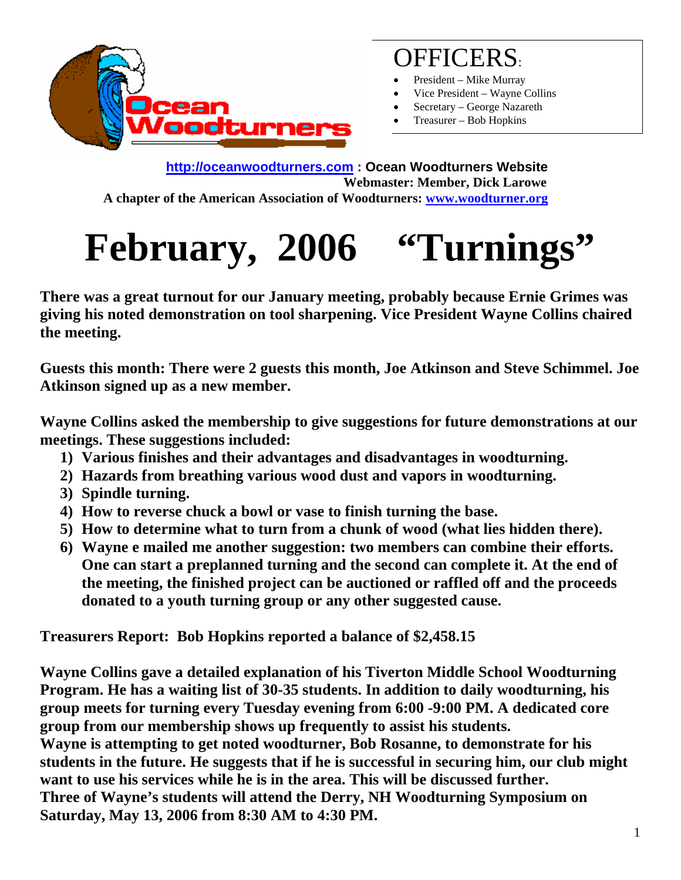Ocean Woodturners

# OFFICERS:

- President – Mike Murray
- Vice President – Wayne Collins
- Secretary – George Nazareth
- Treasurer – Bob Hopkins

**http://oceanwoodturners.com : Ocean Woodturners Website**
**Webmaster: Member, Dick Larowe**
**A chapter of the American Association of Woodturners: www.woodturner.org**

# February, 2006 "Turnings"

**There was a great turnout for our January meeting, probably because Ernie Grimes was giving his noted demonstration on tool sharpening. Vice President Wayne Collins chaired the meeting.**

**Guests this month: There were 2 guests this month, Joe Atkinson and Steve Schimmel. Joe Atkinson signed up as a new member.**

**Wayne Collins asked the membership to give suggestions for future demonstrations at our meetings. These suggestions included:**

1) **Various finishes and their advantages and disadvantages in woodturning.**
2) **Hazards from breathing various wood dust and vapors in woodturning.**
3) **Spindle turning.**
4) **How to reverse chuck a bowl or vase to finish turning the base.**
5) **How to determine what to turn from a chunk of wood (what lies hidden there).**
6) **Wayne e mailed me another suggestion: two members can combine their efforts. One can start a preplanned turning and the second can complete it. At the end of the meeting, the finished project can be auctioned or raffled off and the proceeds donated to a youth turning group or any other suggested cause.**

**Treasurers Report: Bob Hopkins reported a balance of $2,458.15**

**Wayne Collins gave a detailed explanation of his Tiverton Middle School Woodturning Program. He has a waiting list of 30-35 students. In addition to daily woodturning, his group meets for turning every Tuesday evening from 6:00 -9:00 PM. A dedicated core group from our membership shows up frequently to assist his students.**
**Wayne is attempting to get noted woodturner, Bob Rosanne, to demonstrate for his students in the future. He suggests that if he is successful in securing him, our club might want to use his services while he is in the area. This will be discussed further.**
**Three of Wayne's students will attend the Derry, NH Woodturning Symposium on Saturday, May 13, 2006 from 8:30 AM to 4:30 PM.**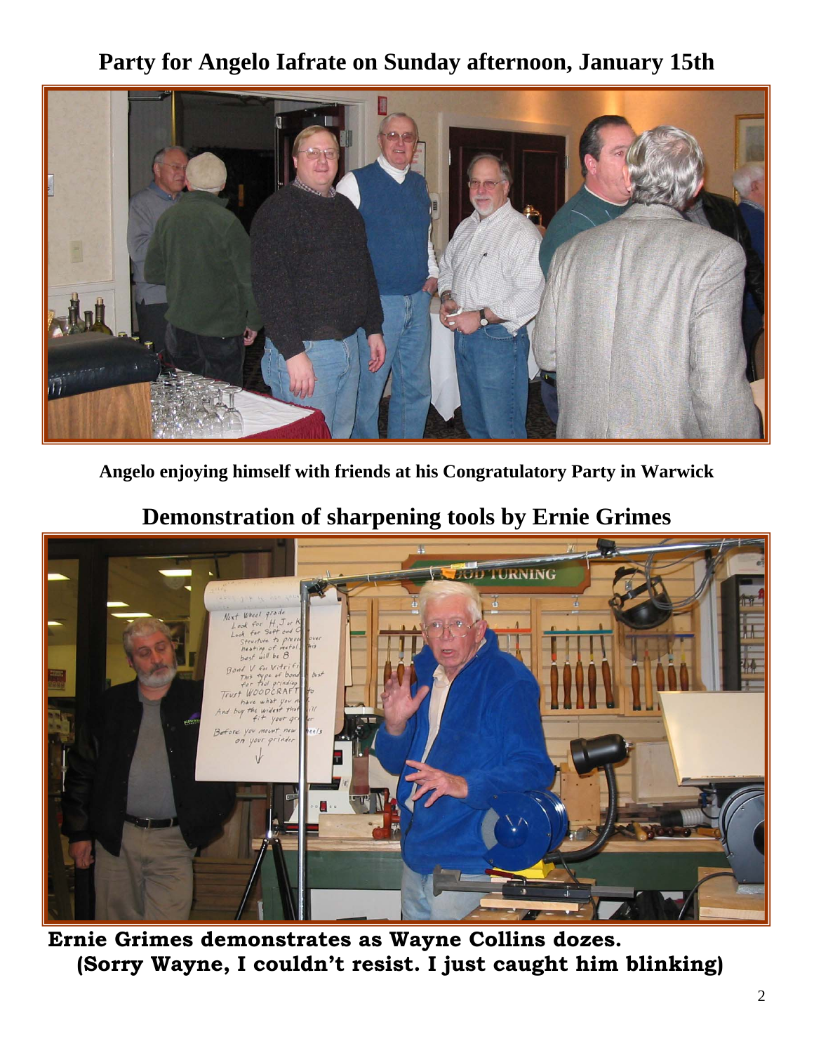## Party for Angelo Iafrate on Sunday afternoon, January 15th

**Angelo enjoying himself with friends at his Congratulatory Party in Warwick**

## Demonstration of sharpening tools by Ernie Grimes

**Ernie Grimes demonstrates as Wayne Collins dozes. (Sorry Wayne, I couldn't resist. I just caught him blinking)**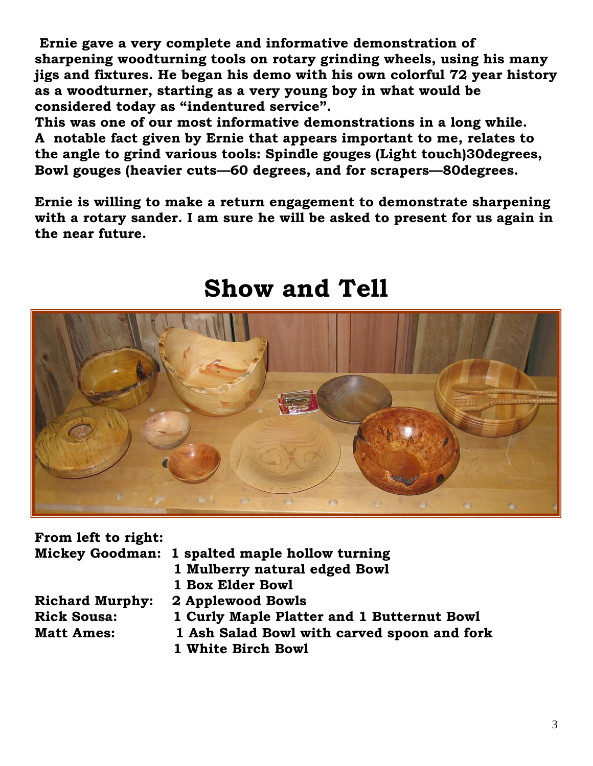**Ernie gave a very complete and informative demonstration of sharpening woodturning tools on rotary grinding wheels, using his many jigs and fixtures. He began his demo with his own colorful 72 year history as a woodturner, starting as a very young boy in what would be considered today as "indentured service".**

**This was one of our most informative demonstrations in a long while. A notable fact given by Ernie that appears important to me, relates to the angle to grind various tools: Spindle gouges (Light touch)30degrees, Bowl gouges (heavier cuts—60 degrees, and for scrapers—80degrees.**

**Ernie is willing to make a return engagement to demonstrate sharpening with a rotary sander. I am sure he will be asked to present for us again in the near future.**

# Show and Tell

**From left to right:**

**Mickey Goodman:** **1 spalted maple hollow turning**
**1 Mulberry natural edged Bowl**
**1 Box Elder Bowl**

**Richard Murphy:** **2 Applewood Bowls**

**Rick Sousa:** **1 Curly Maple Platter and 1 Butternut Bowl**

**Matt Ames:** **1 Ash Salad Bowl with carved spoon and fork**
**1 White Birch Bowl**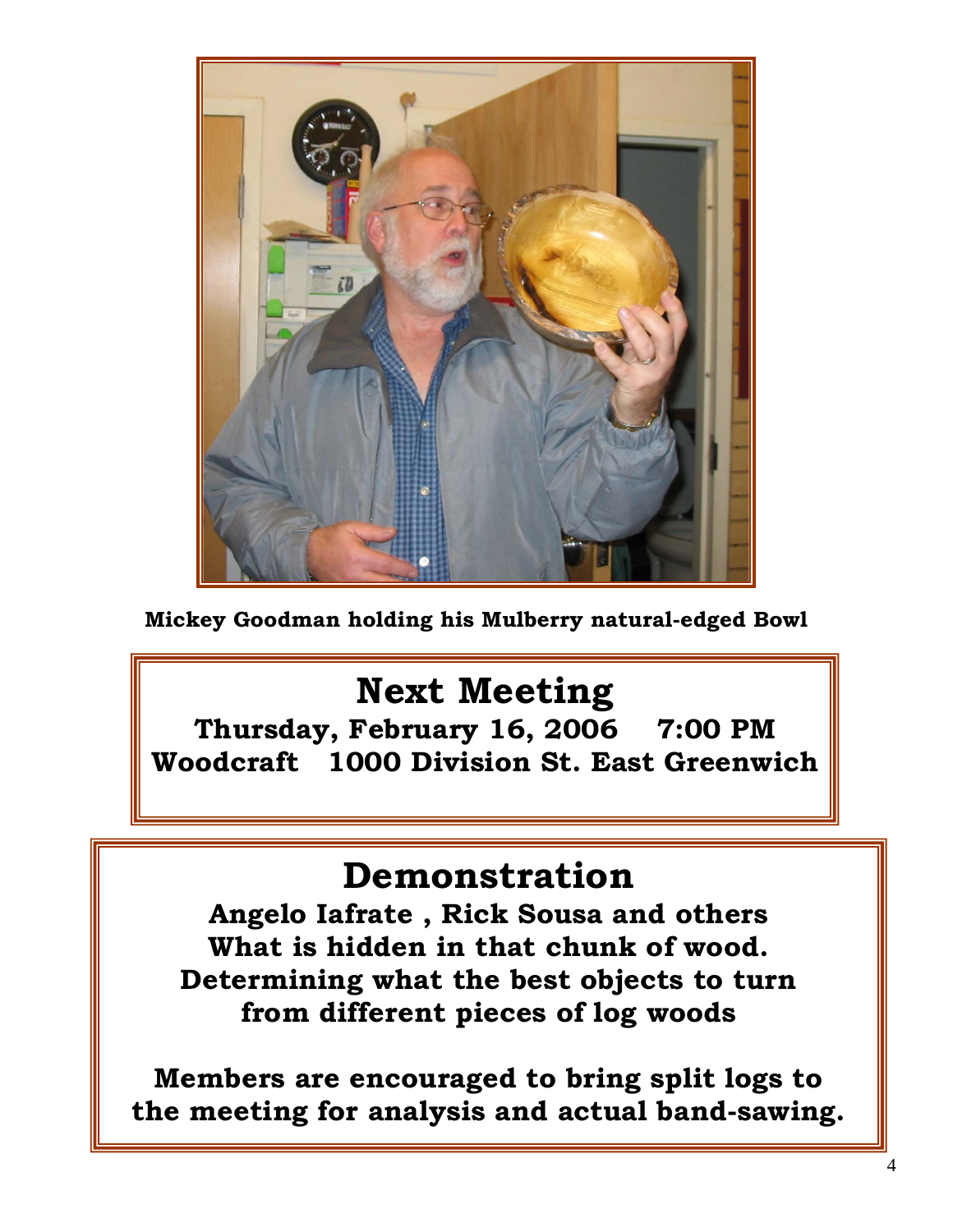**Mickey Goodman holding his Mulberry natural-edged Bowl**

# Next Meeting

**Thursday, February 16, 2006 7:00 PM**

**Woodcraft 1000 Division St. East Greenwich**

# Demonstration

**Angelo Iafrate , Rick Sousa and others**

**What is hidden in that chunk of wood.**

**Determining what the best objects to turn from different pieces of log woods**

**Members are encouraged to bring split logs to the meeting for analysis and actual band-sawing.**